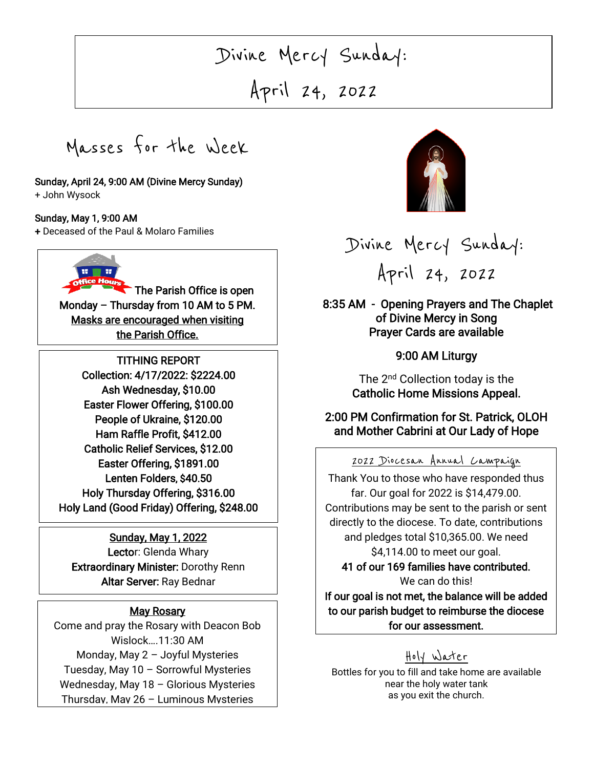# Divine Mercy Sunday:
# April 24, 2022

## Masses for the Week

**Sunday, April 24, 9:00 AM (Divine Mercy Sunday)**
+ John Wysock

**Sunday, May 1, 9:00 AM**
**+** Deceased of the Paul & Molaro Families

**The Parish Office is open Monday – Thursday from 10 AM to 5 PM.**
**Masks are encouraged when visiting the Parish Office.**

**TITHING REPORT**
**Collection: 4/17/2022: $2224.00**
**Ash Wednesday, $10.00**
**Easter Flower Offering, $100.00**
**People of Ukraine, $120.00**
**Ham Raffle Profit, $412.00**
**Catholic Relief Services, $12.00**
**Easter Offering, $1891.00**
**Lenten Folders, $40.50**
**Holy Thursday Offering, $316.00**
**Holy Land (Good Friday) Offering, $248.00**

**Sunday, May 1, 2022**
**Lector**: Glenda Whary
**Extraordinary Minister:** Dorothy Renn
**Altar Server:** Ray Bednar

**May Rosary**
Come and pray the Rosary with Deacon Bob Wislock….11:30 AM
Monday, May 2 – Joyful Mysteries
Tuesday, May 10 – Sorrowful Mysteries
Wednesday, May 18 – Glorious Mysteries
Thursday, May 26 – Luminous Mysteries

## Divine Mercy Sunday:
## April 24, 2022

**8:35 AM - Opening Prayers and The Chaplet of Divine Mercy in Song**
**Prayer Cards are available**

**9:00 AM Liturgy**

The 2nd Collection today is the **Catholic Home Missions Appeal.**

**2:00 PM Confirmation for St. Patrick, OLOH and Mother Cabrini at Our Lady of Hope**

### 2022 Diocesan Annual Campaign

Thank You to those who have responded thus far. Our goal for 2022 is $14,479.00. Contributions may be sent to the parish or sent directly to the diocese. To date, contributions and pledges total $10,365.00. We need $4,114.00 to meet our goal.
**41 of our 169 families have contributed.**
We can do this!
**If our goal is not met, the balance will be added to our parish budget to reimburse the diocese for our assessment.**

### Holy Water

Bottles for you to fill and take home are available near the holy water tank as you exit the church.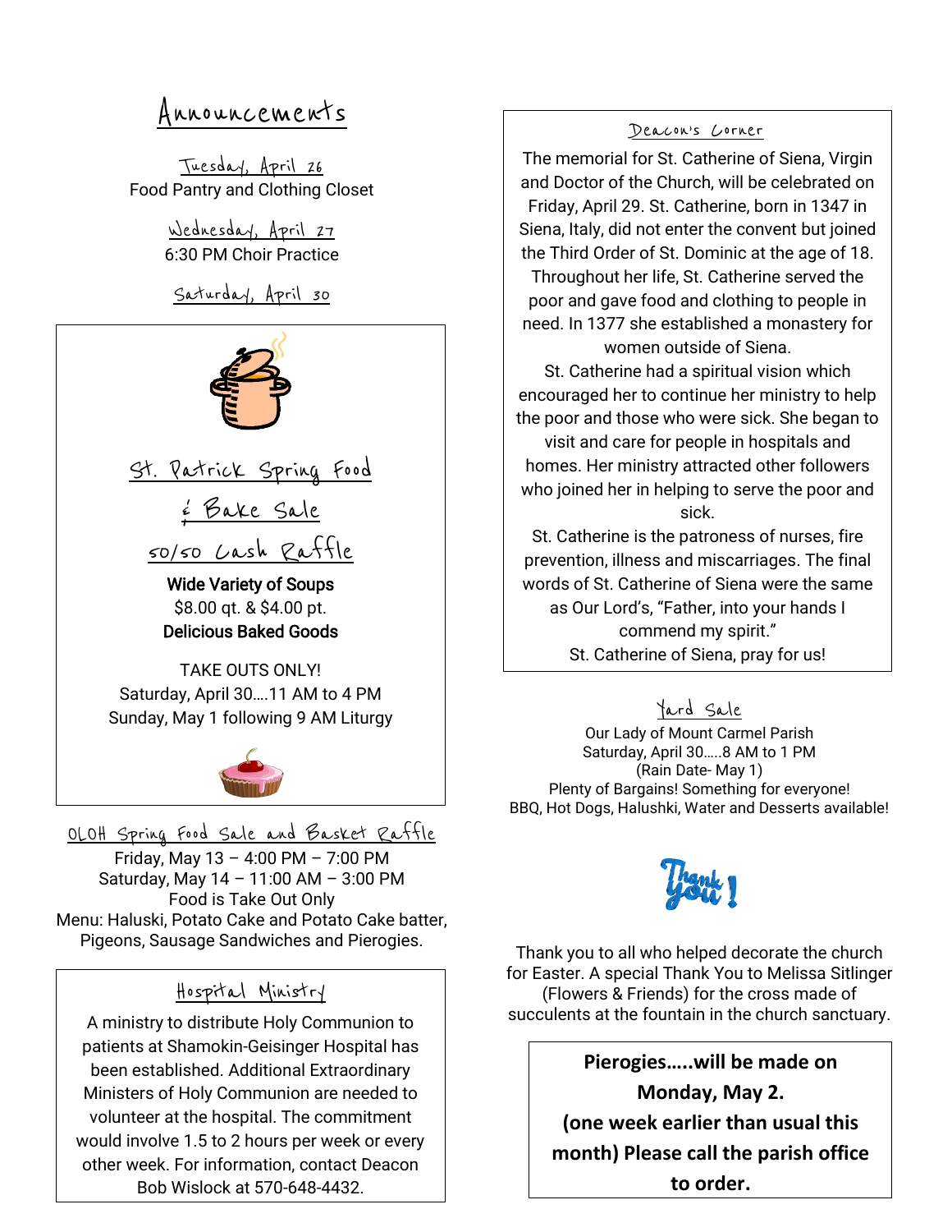# Announcements

Tuesday, April 26

Food Pantry and Clothing Closet

Wednesday, April 27

6:30 PM Choir Practice

Saturday, April 30

## St. Patrick Spring Food & Bake Sale 50/50 Cash Raffle

**Wide Variety of Soups**

$8.00 qt. & $4.00 pt.

**Delicious Baked Goods**

TAKE OUTS ONLY!

Saturday, April 30….11 AM to 4 PM

Sunday, May 1 following 9 AM Liturgy

## OLOH Spring Food Sale and Basket Raffle

Friday, May 13 – 4:00 PM – 7:00 PM

Saturday, May 14 – 11:00 AM – 3:00 PM

Food is Take Out Only

Menu: Haluski, Potato Cake and Potato Cake batter, Pigeons, Sausage Sandwiches and Pierogies.

## Hospital Ministry

A ministry to distribute Holy Communion to patients at Shamokin-Geisinger Hospital has been established. Additional Extraordinary Ministers of Holy Communion are needed to volunteer at the hospital. The commitment would involve 1.5 to 2 hours per week or every other week. For information, contact Deacon Bob Wislock at 570-648-4432.

## Deacon's Corner

The memorial for St. Catherine of Siena, Virgin and Doctor of the Church, will be celebrated on Friday, April 29. St. Catherine, born in 1347 in Siena, Italy, did not enter the convent but joined the Third Order of St. Dominic at the age of 18. Throughout her life, St. Catherine served the poor and gave food and clothing to people in need. In 1377 she established a monastery for women outside of Siena.

St. Catherine had a spiritual vision which encouraged her to continue her ministry to help the poor and those who were sick. She began to visit and care for people in hospitals and homes. Her ministry attracted other followers who joined her in helping to serve the poor and sick.

St. Catherine is the patroness of nurses, fire prevention, illness and miscarriages. The final words of St. Catherine of Siena were the same as Our Lord's, "Father, into your hands I commend my spirit."

St. Catherine of Siena, pray for us!

## Yard Sale

Our Lady of Mount Carmel Parish

Saturday, April 30…..8 AM to 1 PM

(Rain Date- May 1)

Plenty of Bargains! Something for everyone!

BBQ, Hot Dogs, Halushki, Water and Desserts available!

Thank You!

Thank you to all who helped decorate the church for Easter. A special Thank You to Melissa Sitlinger (Flowers & Friends) for the cross made of succulents at the fountain in the church sanctuary.

**Pierogies…..will be made on Monday, May 2. (one week earlier than usual this month) Please call the parish office to order.**